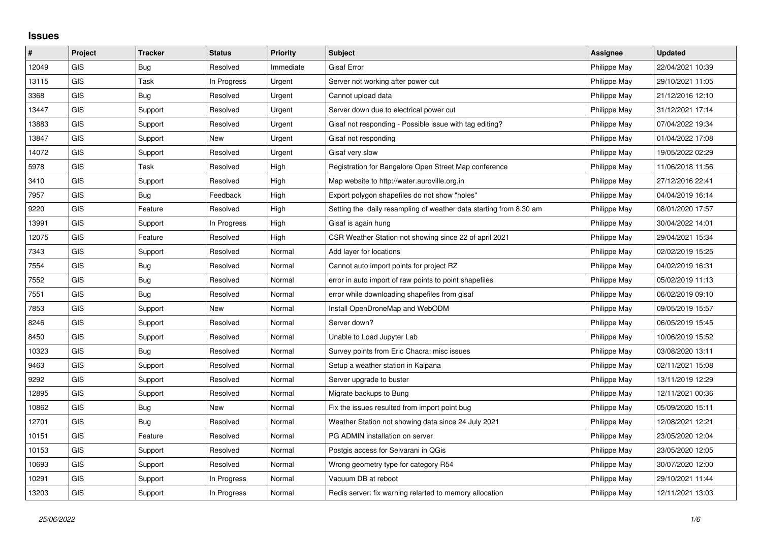# Issues

| # | Project | Tracker | Status | Priority | Subject | Assignee | Updated |
|---|---|---|---|---|---|---|---|
| 12049 | GIS | Bug | Resolved | Immediate | Gisaf Error | Philippe May | 22/04/2021 10:39 |
| 13115 | GIS | Task | In Progress | Urgent | Server not working after power cut | Philippe May | 29/10/2021 11:05 |
| 3368 | GIS | Bug | Resolved | Urgent | Cannot upload data | Philippe May | 21/12/2016 12:10 |
| 13447 | GIS | Support | Resolved | Urgent | Server down due to electrical power cut | Philippe May | 31/12/2021 17:14 |
| 13883 | GIS | Support | Resolved | Urgent | Gisaf not responding - Possible issue with tag editing? | Philippe May | 07/04/2022 19:34 |
| 13847 | GIS | Support | New | Urgent | Gisaf not responding | Philippe May | 01/04/2022 17:08 |
| 14072 | GIS | Support | Resolved | Urgent | Gisaf very slow | Philippe May | 19/05/2022 02:29 |
| 5978 | GIS | Task | Resolved | High | Registration for Bangalore Open Street Map conference | Philippe May | 11/06/2018 11:56 |
| 3410 | GIS | Support | Resolved | High | Map website to http://water.auroville.org.in | Philippe May | 27/12/2016 22:41 |
| 7957 | GIS | Bug | Feedback | High | Export polygon shapefiles do not show "holes" | Philippe May | 04/04/2019 16:14 |
| 9220 | GIS | Feature | Resolved | High | Setting the daily resampling of weather data starting from 8.30 am | Philippe May | 08/01/2020 17:57 |
| 13991 | GIS | Support | In Progress | High | Gisaf is again hung | Philippe May | 30/04/2022 14:01 |
| 12075 | GIS | Feature | Resolved | High | CSR Weather Station not showing since 22 of april 2021 | Philippe May | 29/04/2021 15:34 |
| 7343 | GIS | Support | Resolved | Normal | Add layer for locations | Philippe May | 02/02/2019 15:25 |
| 7554 | GIS | Bug | Resolved | Normal | Cannot auto import points for project RZ | Philippe May | 04/02/2019 16:31 |
| 7552 | GIS | Bug | Resolved | Normal | error in auto import of raw points to point shapefiles | Philippe May | 05/02/2019 11:13 |
| 7551 | GIS | Bug | Resolved | Normal | error while downloading shapefiles from gisaf | Philippe May | 06/02/2019 09:10 |
| 7853 | GIS | Support | New | Normal | Install OpenDroneMap and WebODM | Philippe May | 09/05/2019 15:57 |
| 8246 | GIS | Support | Resolved | Normal | Server down? | Philippe May | 06/05/2019 15:45 |
| 8450 | GIS | Support | Resolved | Normal | Unable to Load Jupyter Lab | Philippe May | 10/06/2019 15:52 |
| 10323 | GIS | Bug | Resolved | Normal | Survey points from Eric Chacra: misc issues | Philippe May | 03/08/2020 13:11 |
| 9463 | GIS | Support | Resolved | Normal | Setup a weather station in Kalpana | Philippe May | 02/11/2021 15:08 |
| 9292 | GIS | Support | Resolved | Normal | Server upgrade to buster | Philippe May | 13/11/2019 12:29 |
| 12895 | GIS | Support | Resolved | Normal | Migrate backups to Bung | Philippe May | 12/11/2021 00:36 |
| 10862 | GIS | Bug | New | Normal | Fix the issues resulted from import point bug | Philippe May | 05/09/2020 15:11 |
| 12701 | GIS | Bug | Resolved | Normal | Weather Station not showing data since 24 July 2021 | Philippe May | 12/08/2021 12:21 |
| 10151 | GIS | Feature | Resolved | Normal | PG ADMIN installation on server | Philippe May | 23/05/2020 12:04 |
| 10153 | GIS | Support | Resolved | Normal | Postgis access for Selvarani in QGis | Philippe May | 23/05/2020 12:05 |
| 10693 | GIS | Support | Resolved | Normal | Wrong geometry type for category R54 | Philippe May | 30/07/2020 12:00 |
| 10291 | GIS | Support | In Progress | Normal | Vacuum DB at reboot | Philippe May | 29/10/2021 11:44 |
| 13203 | GIS | Support | In Progress | Normal | Redis server: fix warning relarted to memory allocation | Philippe May | 12/11/2021 13:03 |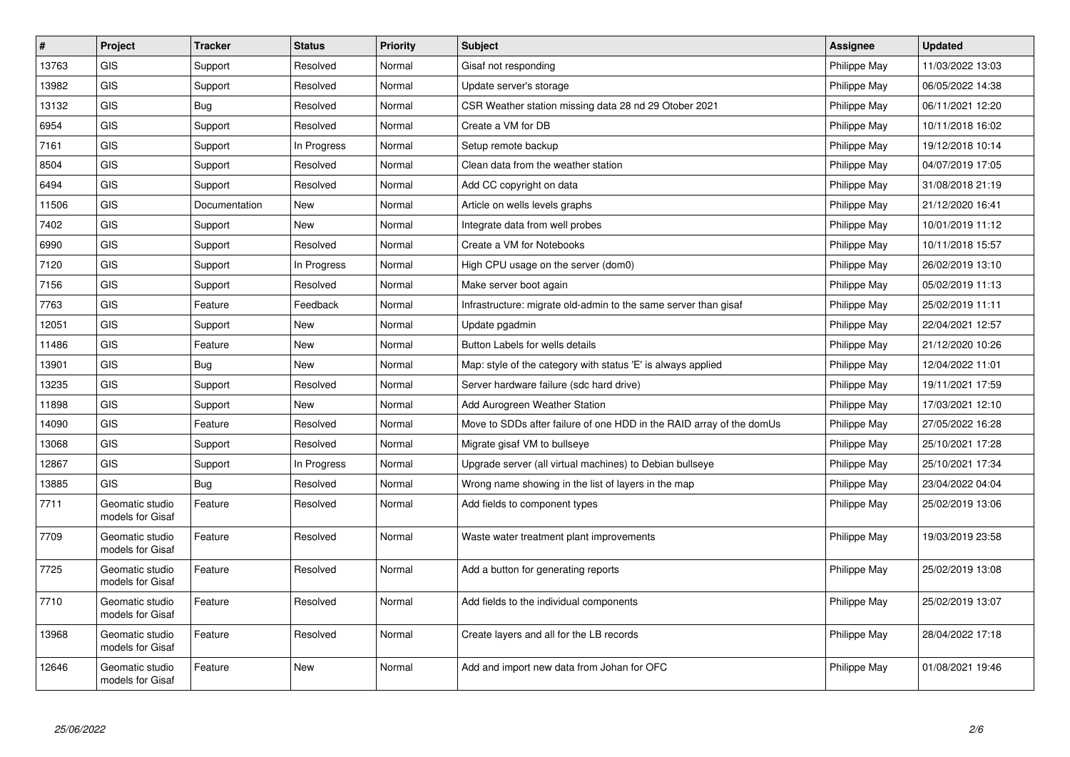| # | Project | Tracker | Status | Priority | Subject | Assignee | Updated |
|---|---|---|---|---|---|---|---|
| 13763 | GIS | Support | Resolved | Normal | Gisaf not responding | Philippe May | 11/03/2022 13:03 |
| 13982 | GIS | Support | Resolved | Normal | Update server's storage | Philippe May | 06/05/2022 14:38 |
| 13132 | GIS | Bug | Resolved | Normal | CSR Weather station missing data 28 nd 29 Otober 2021 | Philippe May | 06/11/2021 12:20 |
| 6954 | GIS | Support | Resolved | Normal | Create a VM for DB | Philippe May | 10/11/2018 16:02 |
| 7161 | GIS | Support | In Progress | Normal | Setup remote backup | Philippe May | 19/12/2018 10:14 |
| 8504 | GIS | Support | Resolved | Normal | Clean data from the weather station | Philippe May | 04/07/2019 17:05 |
| 6494 | GIS | Support | Resolved | Normal | Add CC copyright on data | Philippe May | 31/08/2018 21:19 |
| 11506 | GIS | Documentation | New | Normal | Article on wells levels graphs | Philippe May | 21/12/2020 16:41 |
| 7402 | GIS | Support | New | Normal | Integrate data from well probes | Philippe May | 10/01/2019 11:12 |
| 6990 | GIS | Support | Resolved | Normal | Create a VM for Notebooks | Philippe May | 10/11/2018 15:57 |
| 7120 | GIS | Support | In Progress | Normal | High CPU usage on the server (dom0) | Philippe May | 26/02/2019 13:10 |
| 7156 | GIS | Support | Resolved | Normal | Make server boot again | Philippe May | 05/02/2019 11:13 |
| 7763 | GIS | Feature | Feedback | Normal | Infrastructure: migrate old-admin to the same server than gisaf | Philippe May | 25/02/2019 11:11 |
| 12051 | GIS | Support | New | Normal | Update pgadmin | Philippe May | 22/04/2021 12:57 |
| 11486 | GIS | Feature | New | Normal | Button Labels for wells details | Philippe May | 21/12/2020 10:26 |
| 13901 | GIS | Bug | New | Normal | Map: style of the category with status 'E' is always applied | Philippe May | 12/04/2022 11:01 |
| 13235 | GIS | Support | Resolved | Normal | Server hardware failure (sdc hard drive) | Philippe May | 19/11/2021 17:59 |
| 11898 | GIS | Support | New | Normal | Add Aurogreen Weather Station | Philippe May | 17/03/2021 12:10 |
| 14090 | GIS | Feature | Resolved | Normal | Move to SDDs after failure of one HDD in the RAID array of the domUs | Philippe May | 27/05/2022 16:28 |
| 13068 | GIS | Support | Resolved | Normal | Migrate gisaf VM to bullseye | Philippe May | 25/10/2021 17:28 |
| 12867 | GIS | Support | In Progress | Normal | Upgrade server (all virtual machines) to Debian bullseye | Philippe May | 25/10/2021 17:34 |
| 13885 | GIS | Bug | Resolved | Normal | Wrong name showing in the list of layers in the map | Philippe May | 23/04/2022 04:04 |
| 7711 | Geomatic studio models for Gisaf | Feature | Resolved | Normal | Add fields to component types | Philippe May | 25/02/2019 13:06 |
| 7709 | Geomatic studio models for Gisaf | Feature | Resolved | Normal | Waste water treatment plant improvements | Philippe May | 19/03/2019 23:58 |
| 7725 | Geomatic studio models for Gisaf | Feature | Resolved | Normal | Add a button for generating reports | Philippe May | 25/02/2019 13:08 |
| 7710 | Geomatic studio models for Gisaf | Feature | Resolved | Normal | Add fields to the individual components | Philippe May | 25/02/2019 13:07 |
| 13968 | Geomatic studio models for Gisaf | Feature | Resolved | Normal | Create layers and all for the LB records | Philippe May | 28/04/2022 17:18 |
| 12646 | Geomatic studio models for Gisaf | Feature | New | Normal | Add and import new data from Johan for OFC | Philippe May | 01/08/2021 19:46 |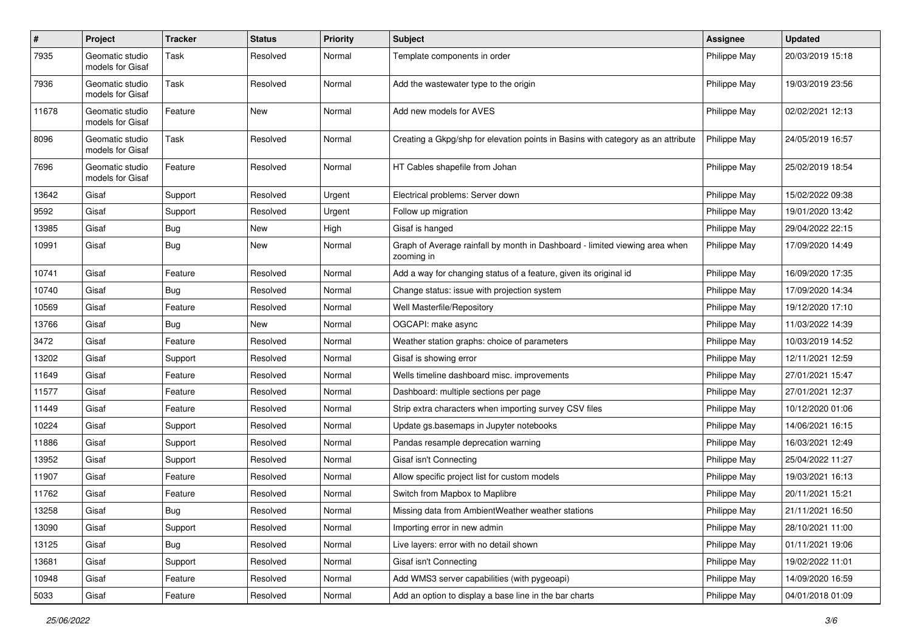| # | Project | Tracker | Status | Priority | Subject | Assignee | Updated |
|---|---|---|---|---|---|---|---|
| 7935 | Geomatic studio models for Gisaf | Task | Resolved | Normal | Template components in order | Philippe May | 20/03/2019 15:18 |
| 7936 | Geomatic studio models for Gisaf | Task | Resolved | Normal | Add the wastewater type to the origin | Philippe May | 19/03/2019 23:56 |
| 11678 | Geomatic studio models for Gisaf | Feature | New | Normal | Add new models for AVES | Philippe May | 02/02/2021 12:13 |
| 8096 | Geomatic studio models for Gisaf | Task | Resolved | Normal | Creating a Gkpg/shp for elevation points in Basins with category as an attribute | Philippe May | 24/05/2019 16:57 |
| 7696 | Geomatic studio models for Gisaf | Feature | Resolved | Normal | HT Cables shapefile from Johan | Philippe May | 25/02/2019 18:54 |
| 13642 | Gisaf | Support | Resolved | Urgent | Electrical problems: Server down | Philippe May | 15/02/2022 09:38 |
| 9592 | Gisaf | Support | Resolved | Urgent | Follow up migration | Philippe May | 19/01/2020 13:42 |
| 13985 | Gisaf | Bug | New | High | Gisaf is hanged | Philippe May | 29/04/2022 22:15 |
| 10991 | Gisaf | Bug | New | Normal | Graph of Average rainfall by month in Dashboard - limited viewing area when zooming in | Philippe May | 17/09/2020 14:49 |
| 10741 | Gisaf | Feature | Resolved | Normal | Add a way for changing status of a feature, given its original id | Philippe May | 16/09/2020 17:35 |
| 10740 | Gisaf | Bug | Resolved | Normal | Change status: issue with projection system | Philippe May | 17/09/2020 14:34 |
| 10569 | Gisaf | Feature | Resolved | Normal | Well Masterfile/Repository | Philippe May | 19/12/2020 17:10 |
| 13766 | Gisaf | Bug | New | Normal | OGCAPI: make async | Philippe May | 11/03/2022 14:39 |
| 3472 | Gisaf | Feature | Resolved | Normal | Weather station graphs: choice of parameters | Philippe May | 10/03/2019 14:52 |
| 13202 | Gisaf | Support | Resolved | Normal | Gisaf is showing error | Philippe May | 12/11/2021 12:59 |
| 11649 | Gisaf | Feature | Resolved | Normal | Wells timeline dashboard misc. improvements | Philippe May | 27/01/2021 15:47 |
| 11577 | Gisaf | Feature | Resolved | Normal | Dashboard: multiple sections per page | Philippe May | 27/01/2021 12:37 |
| 11449 | Gisaf | Feature | Resolved | Normal | Strip extra characters when importing survey CSV files | Philippe May | 10/12/2020 01:06 |
| 10224 | Gisaf | Support | Resolved | Normal | Update gs.basemaps in Jupyter notebooks | Philippe May | 14/06/2021 16:15 |
| 11886 | Gisaf | Support | Resolved | Normal | Pandas resample deprecation warning | Philippe May | 16/03/2021 12:49 |
| 13952 | Gisaf | Support | Resolved | Normal | Gisaf isn't Connecting | Philippe May | 25/04/2022 11:27 |
| 11907 | Gisaf | Feature | Resolved | Normal | Allow specific project list for custom models | Philippe May | 19/03/2021 16:13 |
| 11762 | Gisaf | Feature | Resolved | Normal | Switch from Mapbox to Maplibre | Philippe May | 20/11/2021 15:21 |
| 13258 | Gisaf | Bug | Resolved | Normal | Missing data from AmbientWeather weather stations | Philippe May | 21/11/2021 16:50 |
| 13090 | Gisaf | Support | Resolved | Normal | Importing error in new admin | Philippe May | 28/10/2021 11:00 |
| 13125 | Gisaf | Bug | Resolved | Normal | Live layers: error with no detail shown | Philippe May | 01/11/2021 19:06 |
| 13681 | Gisaf | Support | Resolved | Normal | Gisaf isn't Connecting | Philippe May | 19/02/2022 11:01 |
| 10948 | Gisaf | Feature | Resolved | Normal | Add WMS3 server capabilities (with pygeoapi) | Philippe May | 14/09/2020 16:59 |
| 5033 | Gisaf | Feature | Resolved | Normal | Add an option to display a base line in the bar charts | Philippe May | 04/01/2018 01:09 |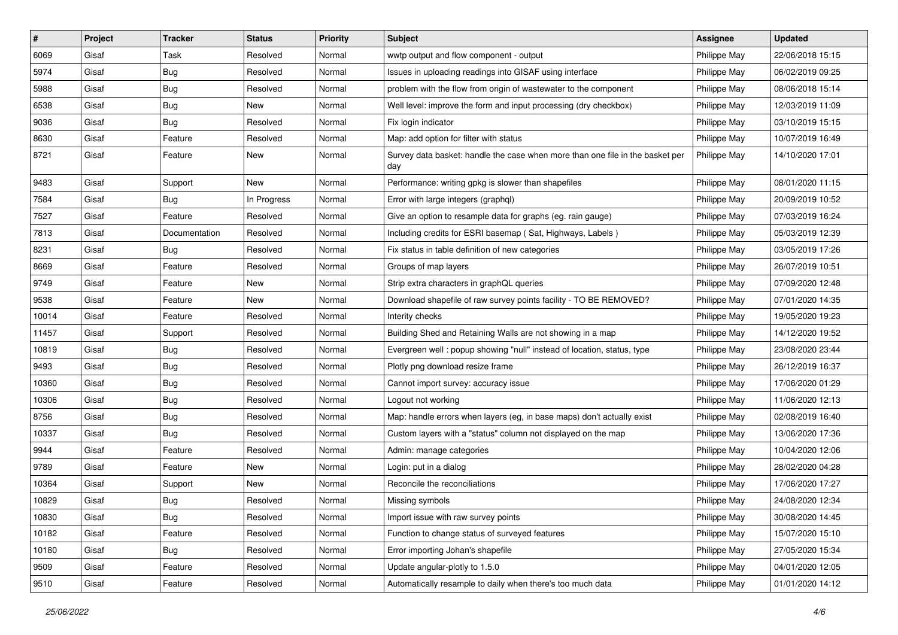| # | Project | Tracker | Status | Priority | Subject | Assignee | Updated |
| --- | --- | --- | --- | --- | --- | --- | --- |
| 6069 | Gisaf | Task | Resolved | Normal | wwtp output and flow component - output | Philippe May | 22/06/2018 15:15 |
| 5974 | Gisaf | Bug | Resolved | Normal | Issues in uploading readings into GISAF using interface | Philippe May | 06/02/2019 09:25 |
| 5988 | Gisaf | Bug | Resolved | Normal | problem with the flow from origin of wastewater to the component | Philippe May | 08/06/2018 15:14 |
| 6538 | Gisaf | Bug | New | Normal | Well level: improve the form and input processing (dry checkbox) | Philippe May | 12/03/2019 11:09 |
| 9036 | Gisaf | Bug | Resolved | Normal | Fix login indicator | Philippe May | 03/10/2019 15:15 |
| 8630 | Gisaf | Feature | Resolved | Normal | Map: add option for filter with status | Philippe May | 10/07/2019 16:49 |
| 8721 | Gisaf | Feature | New | Normal | Survey data basket: handle the case when more than one file in the basket per day | Philippe May | 14/10/2020 17:01 |
| 9483 | Gisaf | Support | New | Normal | Performance: writing gpkg is slower than shapefiles | Philippe May | 08/01/2020 11:15 |
| 7584 | Gisaf | Bug | In Progress | Normal | Error with large integers (graphql) | Philippe May | 20/09/2019 10:52 |
| 7527 | Gisaf | Feature | Resolved | Normal | Give an option to resample data for graphs (eg. rain gauge) | Philippe May | 07/03/2019 16:24 |
| 7813 | Gisaf | Documentation | Resolved | Normal | Including credits for ESRI basemap ( Sat, Highways, Labels ) | Philippe May | 05/03/2019 12:39 |
| 8231 | Gisaf | Bug | Resolved | Normal | Fix status in table definition of new categories | Philippe May | 03/05/2019 17:26 |
| 8669 | Gisaf | Feature | Resolved | Normal | Groups of map layers | Philippe May | 26/07/2019 10:51 |
| 9749 | Gisaf | Feature | New | Normal | Strip extra characters in graphQL queries | Philippe May | 07/09/2020 12:48 |
| 9538 | Gisaf | Feature | New | Normal | Download shapefile of raw survey points facility - TO BE REMOVED? | Philippe May | 07/01/2020 14:35 |
| 10014 | Gisaf | Feature | Resolved | Normal | Interity checks | Philippe May | 19/05/2020 19:23 |
| 11457 | Gisaf | Support | Resolved | Normal | Building Shed and Retaining Walls are not showing in a map | Philippe May | 14/12/2020 19:52 |
| 10819 | Gisaf | Bug | Resolved | Normal | Evergreen well : popup showing "null" instead of location, status, type | Philippe May | 23/08/2020 23:44 |
| 9493 | Gisaf | Bug | Resolved | Normal | Plotly png download resize frame | Philippe May | 26/12/2019 16:37 |
| 10360 | Gisaf | Bug | Resolved | Normal | Cannot import survey: accuracy issue | Philippe May | 17/06/2020 01:29 |
| 10306 | Gisaf | Bug | Resolved | Normal | Logout not working | Philippe May | 11/06/2020 12:13 |
| 8756 | Gisaf | Bug | Resolved | Normal | Map: handle errors when layers (eg, in base maps) don't actually exist | Philippe May | 02/08/2019 16:40 |
| 10337 | Gisaf | Bug | Resolved | Normal | Custom layers with a "status" column not displayed on the map | Philippe May | 13/06/2020 17:36 |
| 9944 | Gisaf | Feature | Resolved | Normal | Admin: manage categories | Philippe May | 10/04/2020 12:06 |
| 9789 | Gisaf | Feature | New | Normal | Login: put in a dialog | Philippe May | 28/02/2020 04:28 |
| 10364 | Gisaf | Support | New | Normal | Reconcile the reconciliations | Philippe May | 17/06/2020 17:27 |
| 10829 | Gisaf | Bug | Resolved | Normal | Missing symbols | Philippe May | 24/08/2020 12:34 |
| 10830 | Gisaf | Bug | Resolved | Normal | Import issue with raw survey points | Philippe May | 30/08/2020 14:45 |
| 10182 | Gisaf | Feature | Resolved | Normal | Function to change status of surveyed features | Philippe May | 15/07/2020 15:10 |
| 10180 | Gisaf | Bug | Resolved | Normal | Error importing Johan's shapefile | Philippe May | 27/05/2020 15:34 |
| 9509 | Gisaf | Feature | Resolved | Normal | Update angular-plotly to 1.5.0 | Philippe May | 04/01/2020 12:05 |
| 9510 | Gisaf | Feature | Resolved | Normal | Automatically resample to daily when there's too much data | Philippe May | 01/01/2020 14:12 |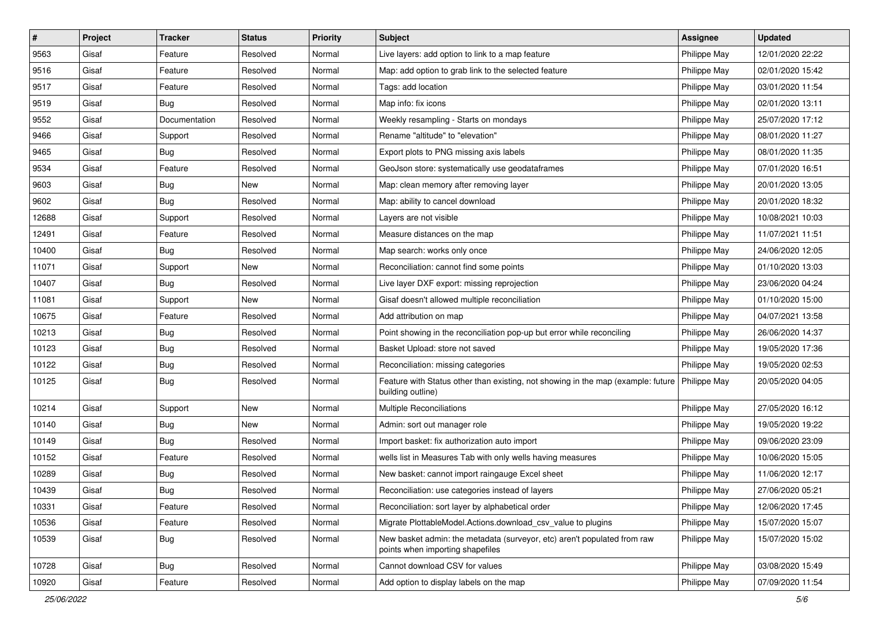| # | Project | Tracker | Status | Priority | Subject | Assignee | Updated |
|---|---|---|---|---|---|---|---|
| 9563 | Gisaf | Feature | Resolved | Normal | Live layers: add option to link to a map feature | Philippe May | 12/01/2020 22:22 |
| 9516 | Gisaf | Feature | Resolved | Normal | Map: add option to grab link to the selected feature | Philippe May | 02/01/2020 15:42 |
| 9517 | Gisaf | Feature | Resolved | Normal | Tags: add location | Philippe May | 03/01/2020 11:54 |
| 9519 | Gisaf | Bug | Resolved | Normal | Map info: fix icons | Philippe May | 02/01/2020 13:11 |
| 9552 | Gisaf | Documentation | Resolved | Normal | Weekly resampling - Starts on mondays | Philippe May | 25/07/2020 17:12 |
| 9466 | Gisaf | Support | Resolved | Normal | Rename "altitude" to "elevation" | Philippe May | 08/01/2020 11:27 |
| 9465 | Gisaf | Bug | Resolved | Normal | Export plots to PNG missing axis labels | Philippe May | 08/01/2020 11:35 |
| 9534 | Gisaf | Feature | Resolved | Normal | GeoJson store: systematically use geodataframes | Philippe May | 07/01/2020 16:51 |
| 9603 | Gisaf | Bug | New | Normal | Map: clean memory after removing layer | Philippe May | 20/01/2020 13:05 |
| 9602 | Gisaf | Bug | Resolved | Normal | Map: ability to cancel download | Philippe May | 20/01/2020 18:32 |
| 12688 | Gisaf | Support | Resolved | Normal | Layers are not visible | Philippe May | 10/08/2021 10:03 |
| 12491 | Gisaf | Feature | Resolved | Normal | Measure distances on the map | Philippe May | 11/07/2021 11:51 |
| 10400 | Gisaf | Bug | Resolved | Normal | Map search: works only once | Philippe May | 24/06/2020 12:05 |
| 11071 | Gisaf | Support | New | Normal | Reconciliation: cannot find some points | Philippe May | 01/10/2020 13:03 |
| 10407 | Gisaf | Bug | Resolved | Normal | Live layer DXF export: missing reprojection | Philippe May | 23/06/2020 04:24 |
| 11081 | Gisaf | Support | New | Normal | Gisaf doesn't allowed multiple reconciliation | Philippe May | 01/10/2020 15:00 |
| 10675 | Gisaf | Feature | Resolved | Normal | Add attribution on map | Philippe May | 04/07/2021 13:58 |
| 10213 | Gisaf | Bug | Resolved | Normal | Point showing in the reconciliation pop-up but error while reconciling | Philippe May | 26/06/2020 14:37 |
| 10123 | Gisaf | Bug | Resolved | Normal | Basket Upload: store not saved | Philippe May | 19/05/2020 17:36 |
| 10122 | Gisaf | Bug | Resolved | Normal | Reconciliation: missing categories | Philippe May | 19/05/2020 02:53 |
| 10125 | Gisaf | Bug | Resolved | Normal | Feature with Status other than existing, not showing in the map (example: future building outline) | Philippe May | 20/05/2020 04:05 |
| 10214 | Gisaf | Support | New | Normal | Multiple Reconciliations | Philippe May | 27/05/2020 16:12 |
| 10140 | Gisaf | Bug | New | Normal | Admin: sort out manager role | Philippe May | 19/05/2020 19:22 |
| 10149 | Gisaf | Bug | Resolved | Normal | Import basket: fix authorization auto import | Philippe May | 09/06/2020 23:09 |
| 10152 | Gisaf | Feature | Resolved | Normal | wells list in Measures Tab with only wells having measures | Philippe May | 10/06/2020 15:05 |
| 10289 | Gisaf | Bug | Resolved | Normal | New basket: cannot import raingauge Excel sheet | Philippe May | 11/06/2020 12:17 |
| 10439 | Gisaf | Bug | Resolved | Normal | Reconciliation: use categories instead of layers | Philippe May | 27/06/2020 05:21 |
| 10331 | Gisaf | Feature | Resolved | Normal | Reconciliation: sort layer by alphabetical order | Philippe May | 12/06/2020 17:45 |
| 10536 | Gisaf | Feature | Resolved | Normal | Migrate PlottableModel.Actions.download_csv_value to plugins | Philippe May | 15/07/2020 15:07 |
| 10539 | Gisaf | Bug | Resolved | Normal | New basket admin: the metadata (surveyor, etc) aren't populated from raw points when importing shapefiles | Philippe May | 15/07/2020 15:02 |
| 10728 | Gisaf | Bug | Resolved | Normal | Cannot download CSV for values | Philippe May | 03/08/2020 15:49 |
| 10920 | Gisaf | Feature | Resolved | Normal | Add option to display labels on the map | Philippe May | 07/09/2020 11:54 |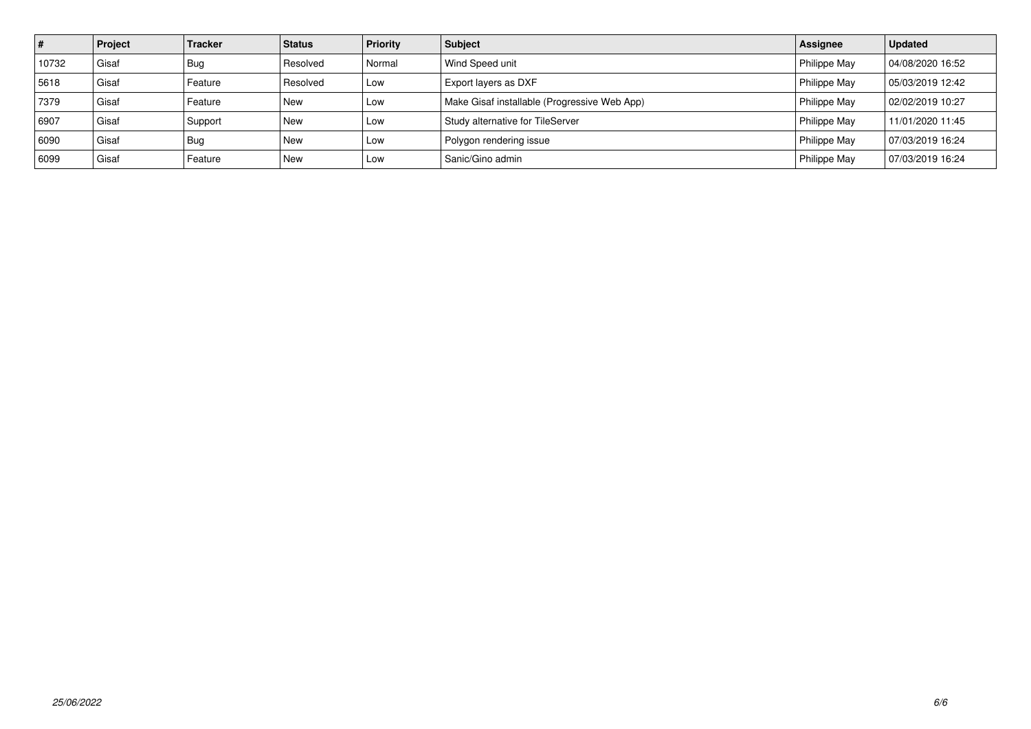| # | Project | Tracker | Status | Priority | Subject | Assignee | Updated |
|---|---|---|---|---|---|---|---|
| 10732 | Gisaf | Bug | Resolved | Normal | Wind Speed unit | Philippe May | 04/08/2020 16:52 |
| 5618 | Gisaf | Feature | Resolved | Low | Export layers as DXF | Philippe May | 05/03/2019 12:42 |
| 7379 | Gisaf | Feature | New | Low | Make Gisaf installable (Progressive Web App) | Philippe May | 02/02/2019 10:27 |
| 6907 | Gisaf | Support | New | Low | Study alternative for TileServer | Philippe May | 11/01/2020 11:45 |
| 6090 | Gisaf | Bug | New | Low | Polygon rendering issue | Philippe May | 07/03/2019 16:24 |
| 6099 | Gisaf | Feature | New | Low | Sanic/Gino admin | Philippe May | 07/03/2019 16:24 |